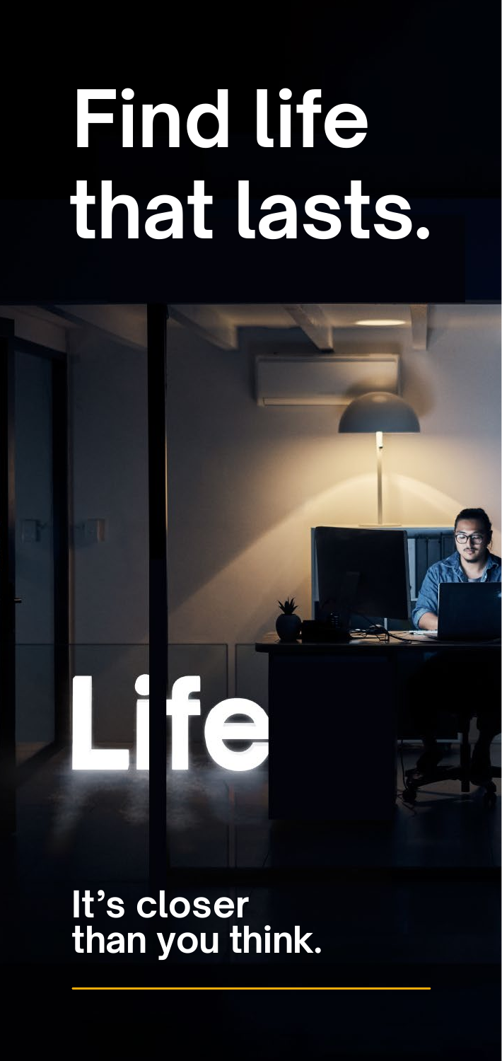# Find life that lasts.

Life

It's closer than you think.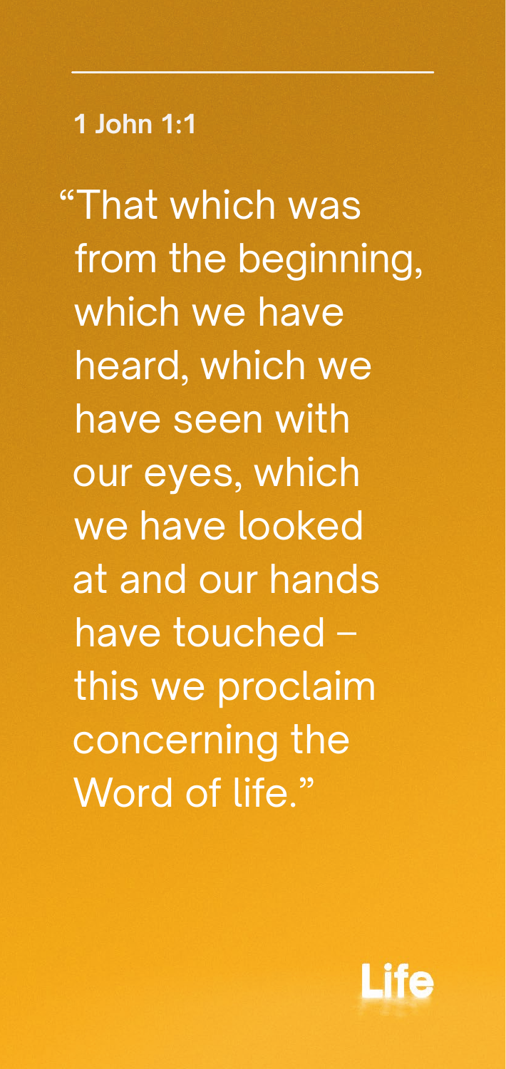**1 John 1:1**

"That which was from the beginning, which we have heard, which we have seen with our eyes, which we have looked at and our hands have touched – this we proclaim concerning the Word of life."

Life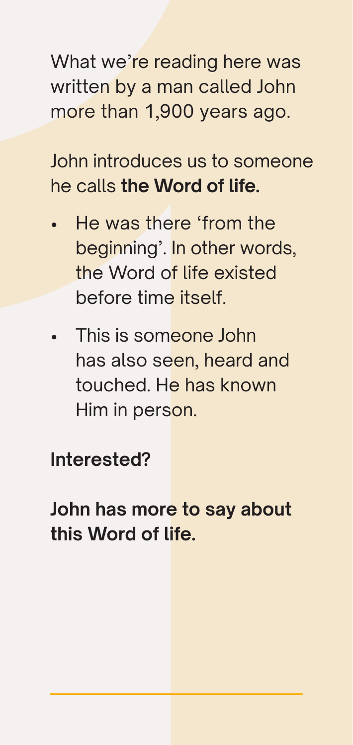What we're reading here was written by a man called John more than 1,900 years ago.

John introduces us to someone he calls **the Word of life.**

- He was there 'from the beginning'. In other words, the Word of life existed before time itself.
- This is someone John has also seen, heard and touched. He has known Him in person.

**Interested?**

**John has more to say about this Word of life.**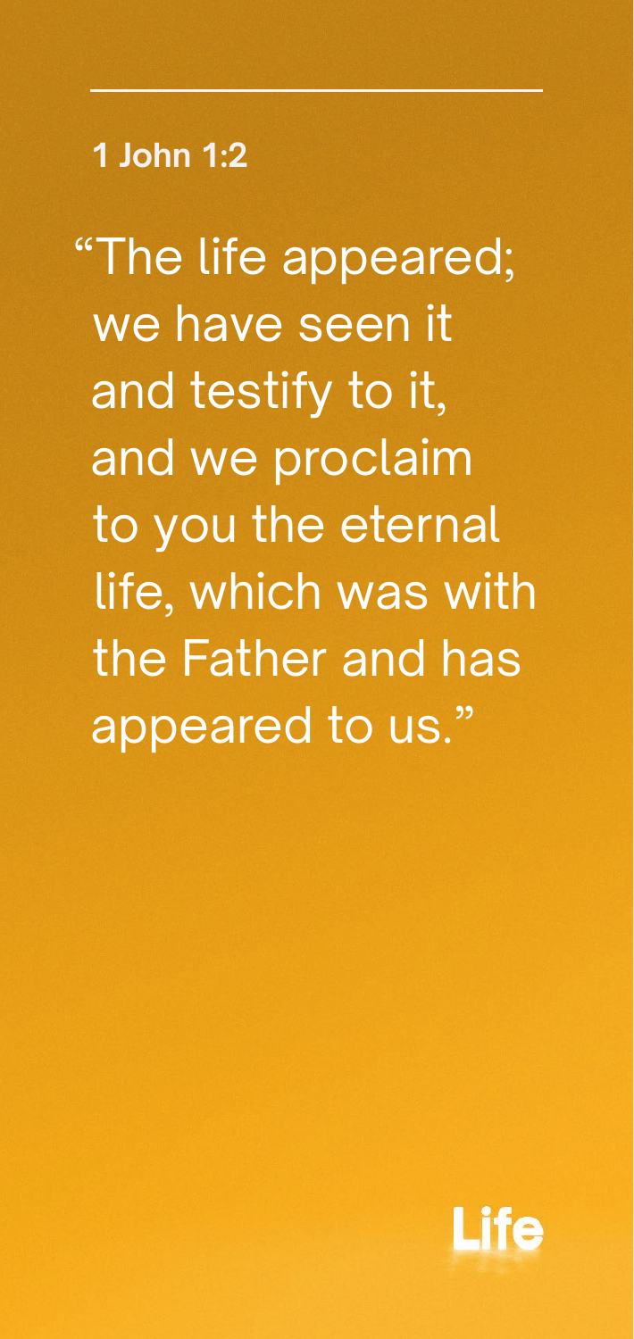**1 John 1:2**

"The life appeared; we have seen it and testify to it, and we proclaim to you the eternal life, which was with the Father and has appeared to us."

Life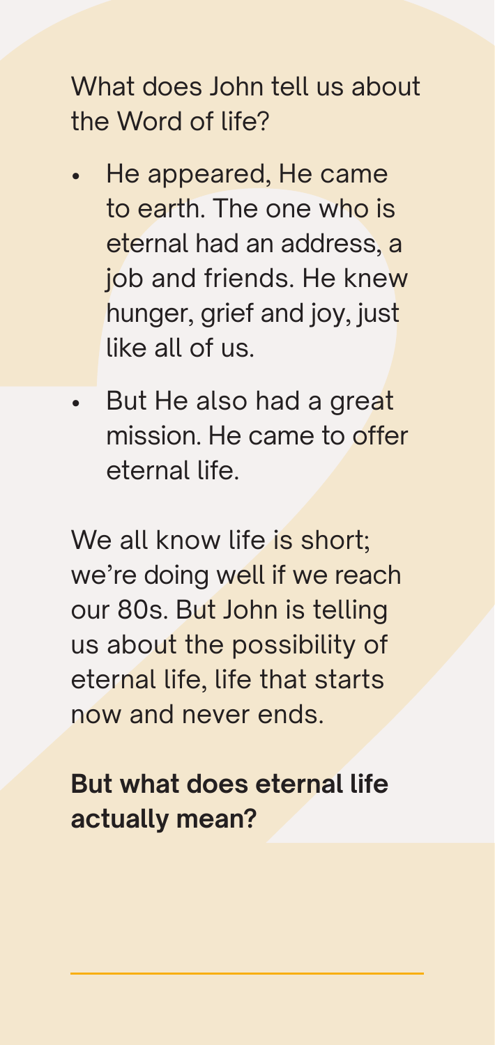What does John tell us about the Word of life?

- He appeared, He came to earth. The one who is eternal had an address, a job and friends. He knew hunger, grief and joy, just like all of us.
- But He also had a great mission. He came to offer eternal life.

We all know life is short; we're doing well if we reach our 80s. But John is telling us about the possibility of eternal life, life that starts now and never ends.

**But what does eternal life actually mean?**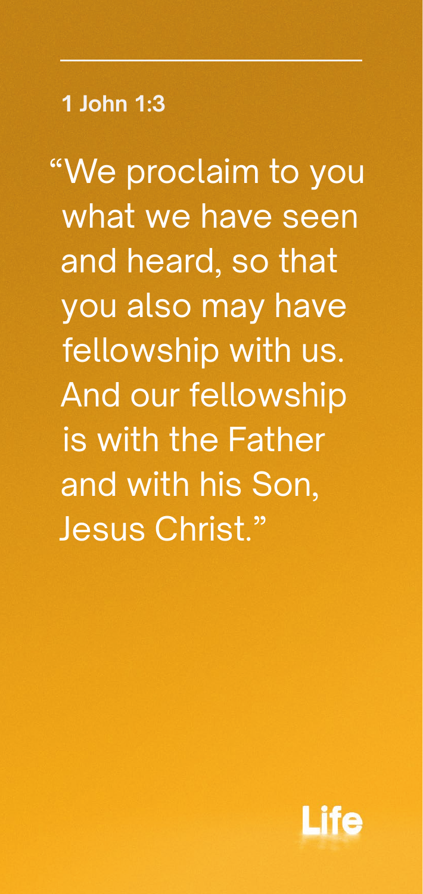**1 John 1:3**

"We proclaim to you what we have seen and heard, so that you also may have fellowship with us. And our fellowship is with the Father and with his Son, Jesus Christ."

Life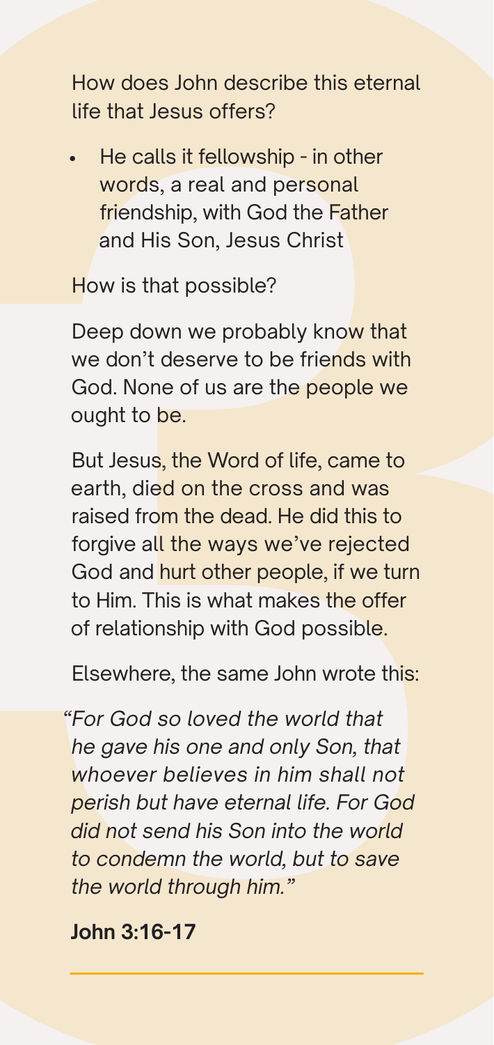How does John describe this eternal life that Jesus offers?

- He calls it fellowship - in other words, a real and personal friendship, with God the Father and His Son, Jesus Christ

How is that possible?

Deep down we probably know that we don't deserve to be friends with God. None of us are the people we ought to be.

But Jesus, the Word of life, came to earth, died on the cross and was raised from the dead. He did this to forgive all the ways we've rejected God and hurt other people, if we turn to Him. This is what makes the offer of relationship with God possible.

Elsewhere, the same John wrote this:

*"For God so loved the world that he gave his one and only Son, that whoever believes in him shall not perish but have eternal life. For God did not send his Son into the world to condemn the world, but to save the world through him."*

**John 3:16-17**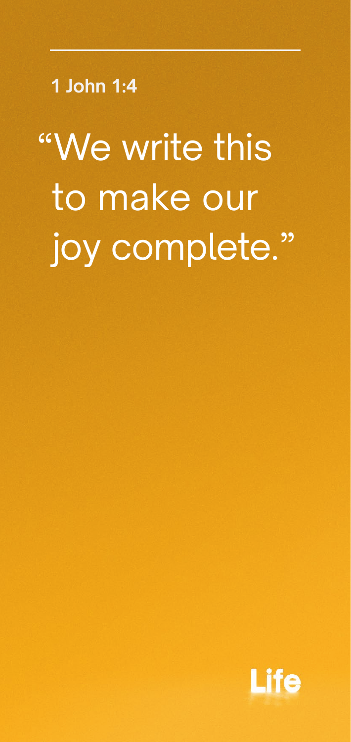**1 John 1:4**

"We write this to make our joy complete."

Life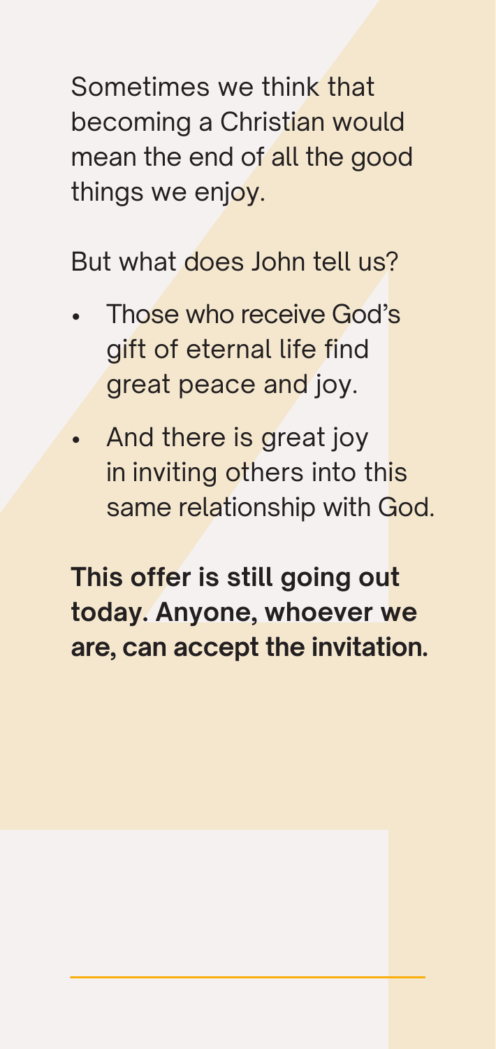Sometimes we think that becoming a Christian would mean the end of all the good things we enjoy.

But what does John tell us?

- Those who receive God's gift of eternal life find great peace and joy.
- And there is great joy in inviting others into this same relationship with God.

**This offer is still going out today. Anyone, whoever we are, can accept the invitation.**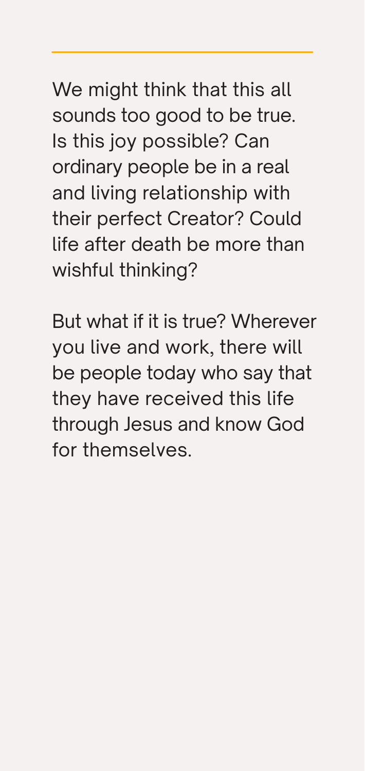We might think that this all sounds too good to be true. Is this joy possible? Can ordinary people be in a real and living relationship with their perfect Creator? Could life after death be more than wishful thinking?

But what if it is true? Wherever you live and work, there will be people today who say that they have received this life through Jesus and know God for themselves.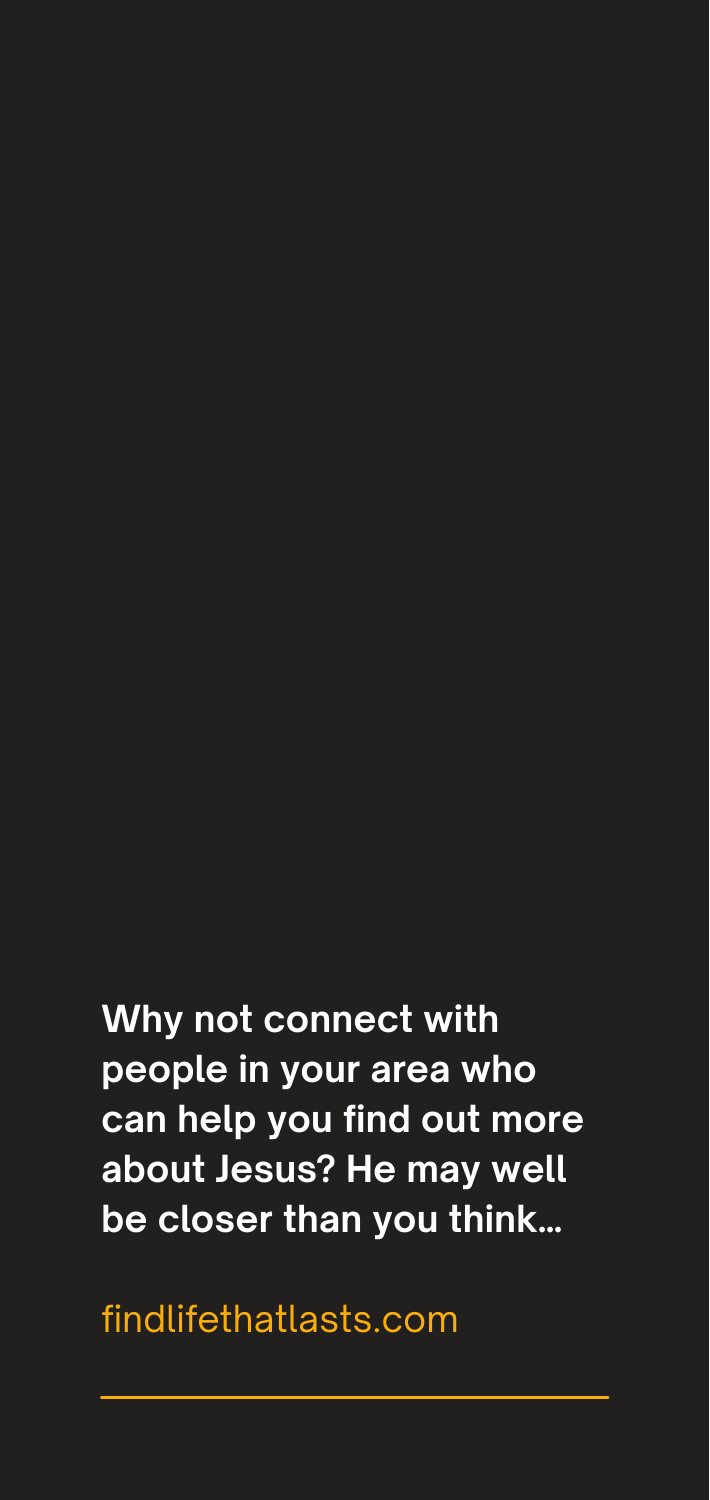**Why not connect with people in your area who can help you find out more about Jesus? He may well be closer than you think...**

findlifethatlasts.com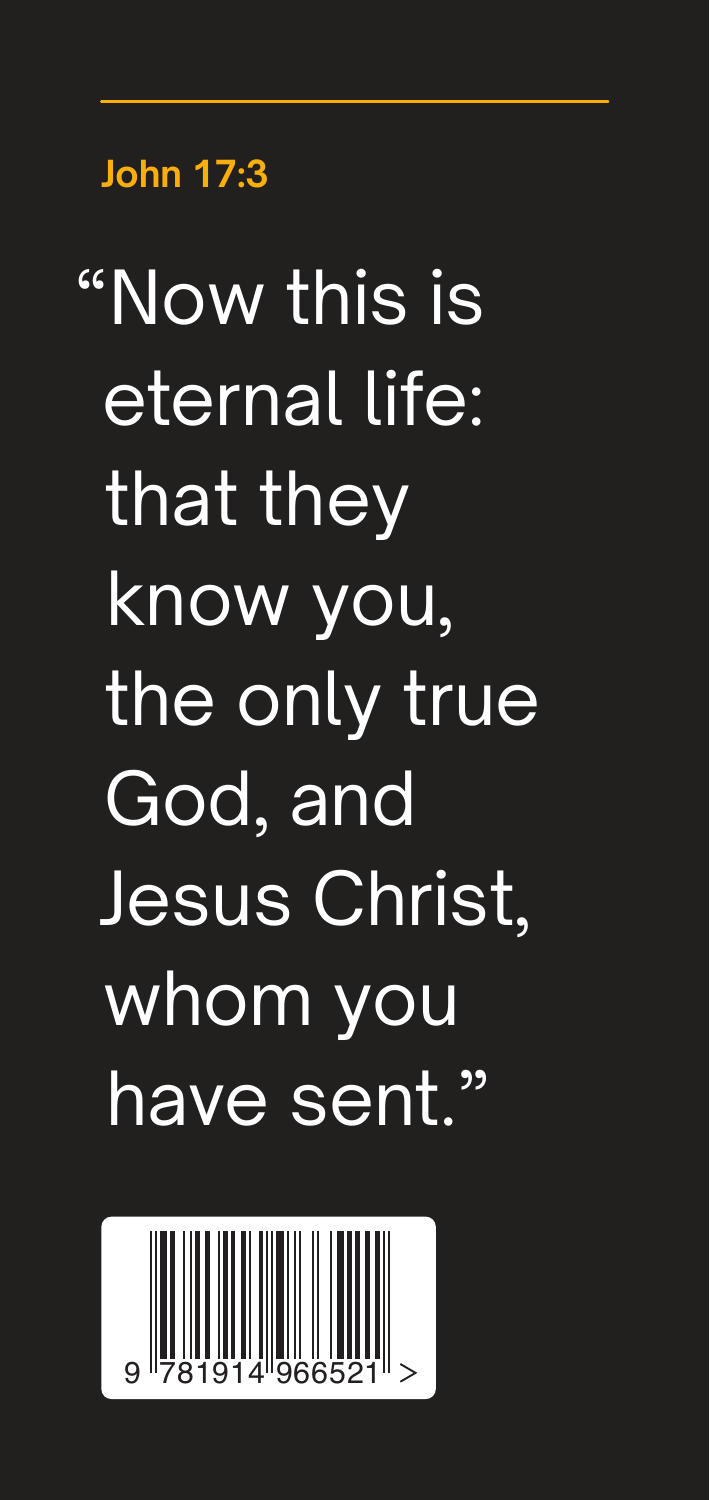**John 17:3**

"Now this is eternal life: that they know you, the only true God, and Jesus Christ, whom you have sent."

9 781914 966521 >